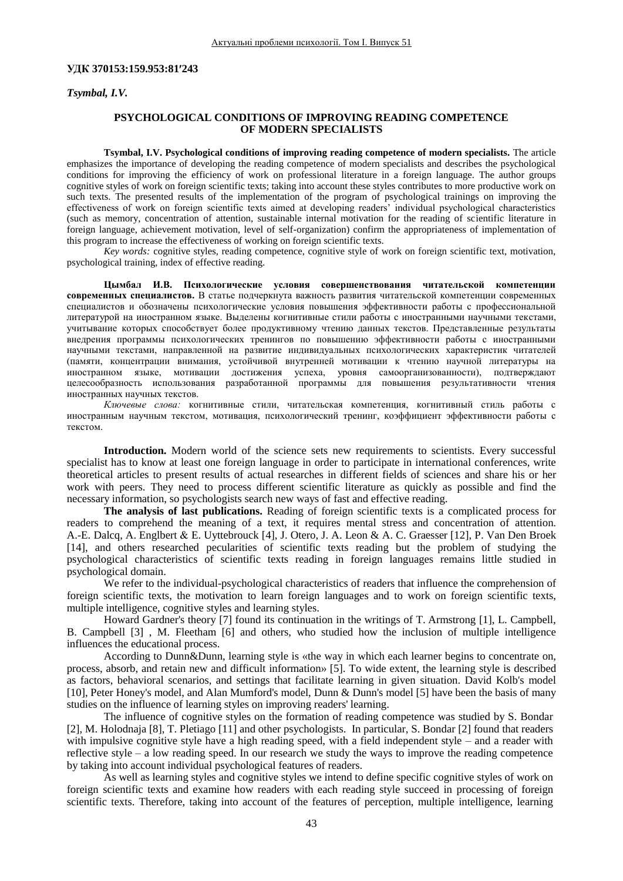**УДК 370153:159.953:81′243**

*Tsymbal, I.V.*

## PSYCHOLOGICAL CONDITIONS OF IMPROVING READING COMPETENCE OF MODERN SPECIALISTS

**Tsymbal, I.V. Psychological conditions of improving reading competence of modern specialists.** The article emphasizes the importance of developing the reading competence of modern specialists and describes the psychological conditions for improving the efficiency of work on professional literature in a foreign language. The author groups cognitive styles of work on foreign scientific texts; taking into account these styles contributes to more productive work on such texts. The presented results of the implementation of the program of psychological trainings on improving the effectiveness of work on foreign scientific texts aimed at developing readers' individual psychological characteristics (such as memory, concentration of attention, sustainable internal motivation for the reading of scientific literature in foreign language, achievement motivation, level of self-organization) confirm the appropriateness of implementation of this program to increase the effectiveness of working on foreign scientific texts.

*Key words:* cognitive styles, reading competence, cognitive style of work on foreign scientific text, motivation, psychological training, index of effective reading.

**Цымбал И.В. Психологические условия совершенствования читательской компетенции современных специалистов.** В статье подчеркнута важность развития читательской компетенции современных специалистов и обозначены психологические условия повышения эффективности работы с профессиональной литературой на иностранном языке. Выделены когнитивные стили работы с иностранными научными текстами, учитывание которых способствует более продуктивному чтению данных текстов. Представленные результаты внедрения программы психологических тренингов по повышению эффективности работы с иностранными научными текстами, направленной на развитие индивидуальных психологических характеристик читателей (памяти, концентрации внимания, устойчивой внутренней мотивации к чтению научной литературы на иностранном языке, мотивации достижения успеха, уровня самоорганизованности), подтверждают целесообразность использования разработанной программы для повышения результативности чтения иностранных научных текстов.

*Ключевые слова:* когнитивные стили, читательская компетенция, когнитивный стиль работы с иностранным научным текстом, мотивация, психологический тренинг, коэффициент эффективности работы с текстом.

**Introduction.** Modern world of the science sets new requirements to scientists. Every successful specialist has to know at least one foreign language in order to participate in international conferences, write theoretical articles to present results of actual researches in different fields of sciences and share his or her work with peers. They need to process different scientific literature as quickly as possible and find the necessary information, so psychologists search new ways of fast and effective reading.

**The analysis of last publications.** Reading of foreign scientific texts is a complicated process for readers to comprehend the meaning of a text, it requires mental stress and concentration of attention. A.-E. Dalcq, A. Englbert & E. Uyttebrouck [4], J. Otero, J. A. Leon & A. C. Graesser [12], P. Van Den Broek [14], and others researched pecularities of scientific texts reading but the problem of studying the psychological characteristics of scientific texts reading in foreign languages remains little studied in psychological domain.

We refer to the individual-psychological characteristics of readers that influence the comprehension of foreign scientific texts, the motivation to learn foreign languages and to work on foreign scientific texts, multiple intelligence, cognitive styles and learning styles.

Howard Gardner's theory [7] found its continuation in the writings of T. Armstrong [1], L. Campbell, B. Campbell [3] , M. Fleetham [6] and others, who studied how the inclusion of multiple intelligence influences the educational process.

According to Dunn&Dunn, learning style is «the way in which each learner begins to concentrate on, process, absorb, and retain new and difficult information» [5]. To wide extent, the learning style is described as factors, behavioral scenarios, and settings that facilitate learning in given situation. David Kolb's model [10], Peter Honey's model, and Alan Mumford's model, Dunn & Dunn's model [5] have been the basis of many studies on the influence of learning styles on improving readers' learning.

The influence of cognitive styles on the formation of reading competence was studied by S. Bondar [2], M. Holodnaja [8], T. Pletiago [11] and other psychologists. In particular, S. Bondar [2] found that readers with impulsive cognitive style have a high reading speed, with a field independent style – and a reader with reflective style – a low reading speed. In our research we study the ways to improve the reading competence by taking into account individual psychological features of readers.

As well as learning styles and cognitive styles we intend to define specific cognitive styles of work on foreign scientific texts and examine how readers with each reading style succeed in processing of foreign scientific texts. Therefore, taking into account of the features of perception, multiple intelligence, learning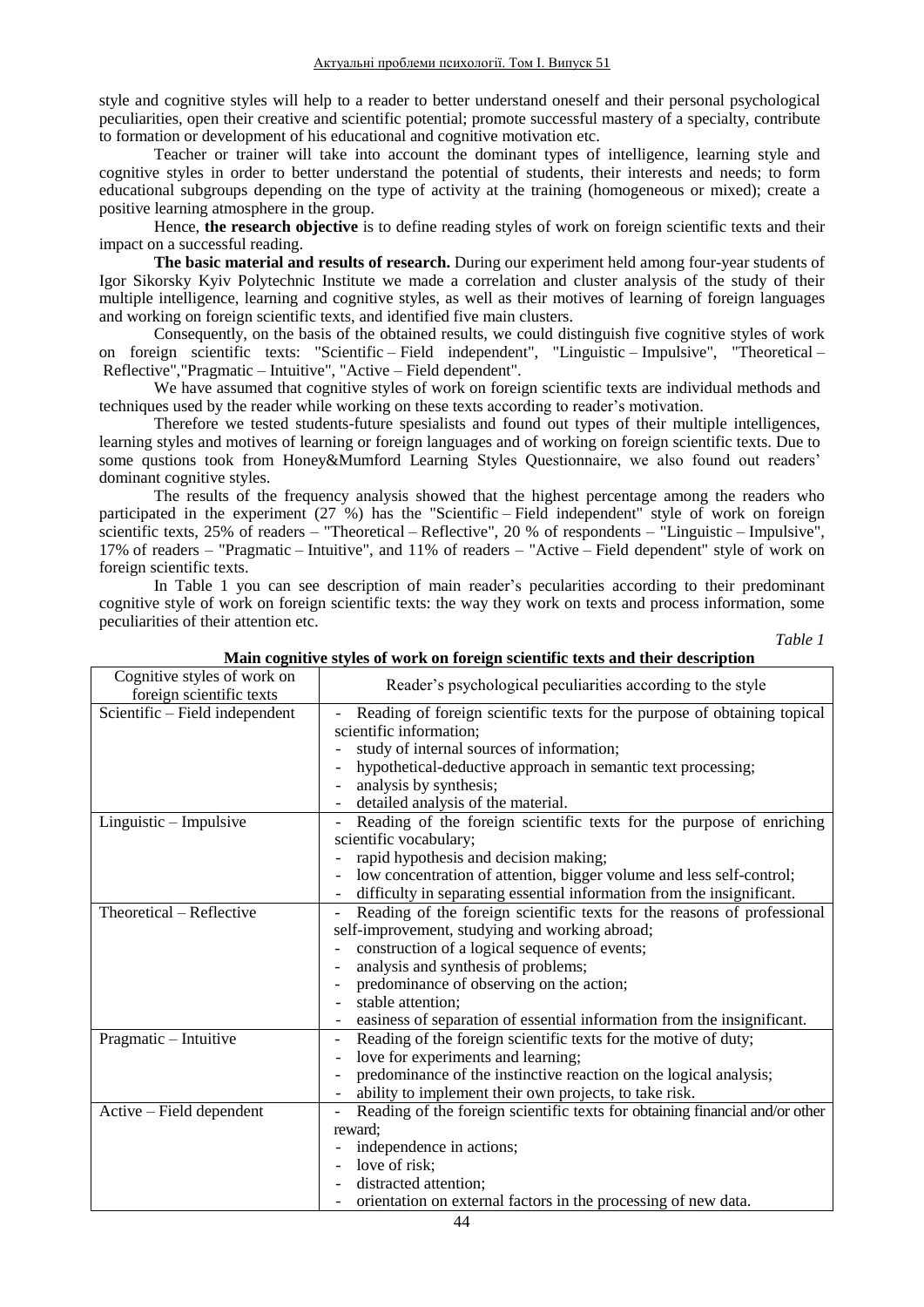style and cognitive styles will help to a reader to better understand oneself and their personal psychological peculiarities, open their creative and scientific potential; promote successful mastery of a specialty, contribute to formation or development of his educational and cognitive motivation etc.

Teacher or trainer will take into account the dominant types of intelligence, learning style and cognitive styles in order to better understand the potential of students, their interests and needs; to form educational subgroups depending on the type of activity at the training (homogeneous or mixed); create a positive learning atmosphere in the group.

Hence, **the research objective** is to define reading styles of work on foreign scientific texts and their impact on a successful reading.

**The basic material and results of research.** During our experiment held among four-year students of Igor Sikorsky Kyiv Polytechnic Institute we made a correlation and cluster analysis of the study of their multiple intelligence, learning and cognitive styles, as well as their motives of learning of foreign languages and working on foreign scientific texts, and identified five main clusters.

Consequently, on the basis of the obtained results, we could distinguish five cognitive styles of work on foreign scientific texts: "Scientific – Field independent", "Linguistic – Impulsive", "Theoretical – Reflective","Pragmatic – Intuitive", "Active – Field dependent".

We have assumed that cognitive styles of work on foreign scientific texts are individual methods and techniques used by the reader while working on these texts according to reader's motivation.

Therefore we tested students-future spesialists and found out types of their multiple intelligences, learning styles and motives of learning or foreign languages and of working on foreign scientific texts. Due to some qustions took from Honey&Mumford Learning Styles Questionnaire, we also found out readers' dominant cognitive styles.

The results of the frequency analysis showed that the highest percentage among the readers who participated in the experiment (27 %) has the "Scientific – Field independent" style of work on foreign scientific texts, 25% of readers – "Theoretical – Reflective", 20 % of respondents – "Linguistic – Impulsive", 17% of readers – "Pragmatic – Intuitive", and 11% of readers – "Active – Field dependent" style of work on foreign scientific texts.

In Table 1 you can see description of main reader's pecularities according to their predominant cognitive style of work on foreign scientific texts: the way they work on texts and process information, some peculiarities of their attention etc.

*Table 1*

**Main cognitive styles of work on foreign scientific texts and their description**

| Cognitive styles of work on foreign scientific texts | Reader's psychological peculiarities according to the style |
|---|---|
| Scientific – Field independent | - Reading of foreign scientific texts for the purpose of obtaining topical scientific information;<br>- study of internal sources of information;<br>- hypothetical-deductive approach in semantic text processing;<br>- analysis by synthesis;<br>- detailed analysis of the material. |
| Linguistic – Impulsive | - Reading of the foreign scientific texts for the purpose of enriching scientific vocabulary;<br>- rapid hypothesis and decision making;<br>- low concentration of attention, bigger volume and less self-control;<br>- difficulty in separating essential information from the insignificant. |
| Theoretical – Reflective | - Reading of the foreign scientific texts for the reasons of professional self-improvement, studying and working abroad;<br>- construction of a logical sequence of events;<br>- analysis and synthesis of problems;<br>- predominance of observing on the action;<br>- stable attention;<br>- easiness of separation of essential information from the insignificant. |
| Pragmatic – Intuitive | - Reading of the foreign scientific texts for the motive of duty;<br>- love for experiments and learning;<br>- predominance of the instinctive reaction on the logical analysis;<br>- ability to implement their own projects, to take risk. |
| Active – Field dependent | - Reading of the foreign scientific texts for obtaining financial and/or other reward;<br>- independence in actions;<br>- love of risk;<br>- distracted attention;<br>- orientation on external factors in the processing of new data. |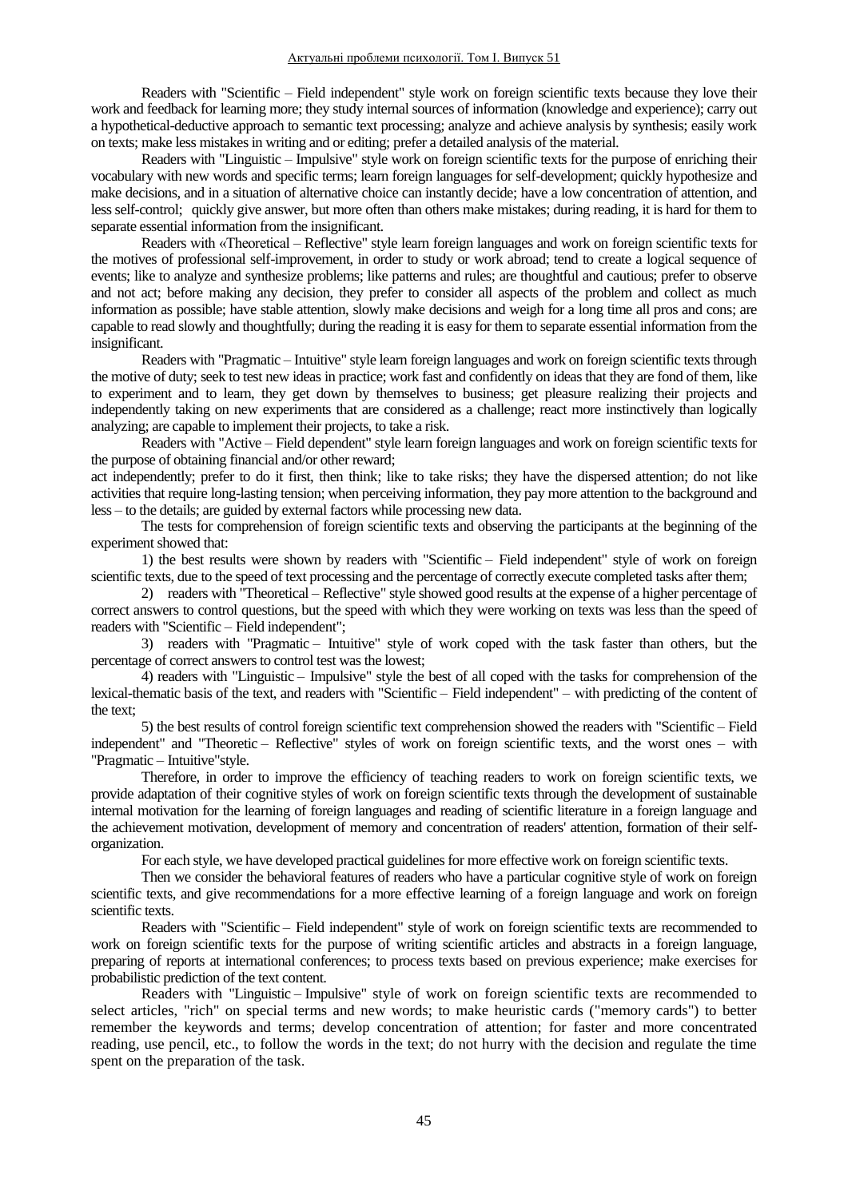Readers with "Scientific – Field independent" style work on foreign scientific texts because they love their work and feedback for learning more; they study internal sources of information (knowledge and experience); carry out a hypothetical-deductive approach to semantic text processing; analyze and achieve analysis by synthesis; easily work on texts; make less mistakes in writing and or editing; prefer a detailed analysis of the material.

Readers with "Linguistic – Impulsive" style work on foreign scientific texts for the purpose of enriching their vocabulary with new words and specific terms; learn foreign languages for self-development; quickly hypothesize and make decisions, and in a situation of alternative choice can instantly decide; have a low concentration of attention, and less self-control; quickly give answer, but more often than others make mistakes; during reading, it is hard for them to separate essential information from the insignificant.

Readers with «Theoretical – Reflective" style learn foreign languages and work on foreign scientific texts for the motives of professional self-improvement, in order to study or work abroad; tend to create a logical sequence of events; like to analyze and synthesize problems; like patterns and rules; are thoughtful and cautious; prefer to observe and not act; before making any decision, they prefer to consider all aspects of the problem and collect as much information as possible; have stable attention, slowly make decisions and weigh for a long time all pros and cons; are capable to read slowly and thoughtfully; during the reading it is easy for them to separate essential information from the insignificant.

Readers with "Pragmatic – Intuitive" style learn foreign languages and work on foreign scientific texts through the motive of duty; seek to test new ideas in practice; work fast and confidently on ideas that they are fond of them, like to experiment and to learn, they get down by themselves to business; get pleasure realizing their projects and independently taking on new experiments that are considered as a challenge; react more instinctively than logically analyzing; are capable to implement their projects, to take a risk.

Readers with "Active – Field dependent" style learn foreign languages and work on foreign scientific texts for the purpose of obtaining financial and/or other reward;
act independently; prefer to do it first, then think; like to take risks; they have the dispersed attention; do not like activities that require long-lasting tension; when perceiving information, they pay more attention to the background and less – to the details; are guided by external factors while processing new data.

The tests for comprehension of foreign scientific texts and observing the participants at the beginning of the experiment showed that:

1) the best results were shown by readers with "Scientific – Field independent" style of work on foreign scientific texts, due to the speed of text processing and the percentage of correctly execute completed tasks after them;

2) readers with "Theoretical – Reflective" style showed good results at the expense of a higher percentage of correct answers to control questions, but the speed with which they were working on texts was less than the speed of readers with "Scientific – Field independent";

3) readers with "Pragmatic – Intuitive" style of work coped with the task faster than others, but the percentage of correct answers to control test was the lowest;

4) readers with "Linguistic – Impulsive" style the best of all coped with the tasks for comprehension of the lexical-thematic basis of the text, and readers with "Scientific – Field independent" – with predicting of the content of the text;

5) the best results of control foreign scientific text comprehension showed the readers with "Scientific – Field independent" and "Theoretic – Reflective" styles of work on foreign scientific texts, and the worst ones – with "Pragmatic – Intuitive"style.

Therefore, in order to improve the efficiency of teaching readers to work on foreign scientific texts, we provide adaptation of their cognitive styles of work on foreign scientific texts through the development of sustainable internal motivation for the learning of foreign languages and reading of scientific literature in a foreign language and the achievement motivation, development of memory and concentration of readers' attention, formation of their self-organization.

For each style, we have developed practical guidelines for more effective work on foreign scientific texts.

Then we consider the behavioral features of readers who have a particular cognitive style of work on foreign scientific texts, and give recommendations for a more effective learning of a foreign language and work on foreign scientific texts.

Readers with "Scientific – Field independent" style of work on foreign scientific texts are recommended to work on foreign scientific texts for the purpose of writing scientific articles and abstracts in a foreign language, preparing of reports at international conferences; to process texts based on previous experience; make exercises for probabilistic prediction of the text content.

Readers with "Linguistic – Impulsive" style of work on foreign scientific texts are recommended to select articles, "rich" on special terms and new words; to make heuristic cards ("memory cards") to better remember the keywords and terms; develop concentration of attention; for faster and more concentrated reading, use pencil, etc., to follow the words in the text; do not hurry with the decision and regulate the time spent on the preparation of the task.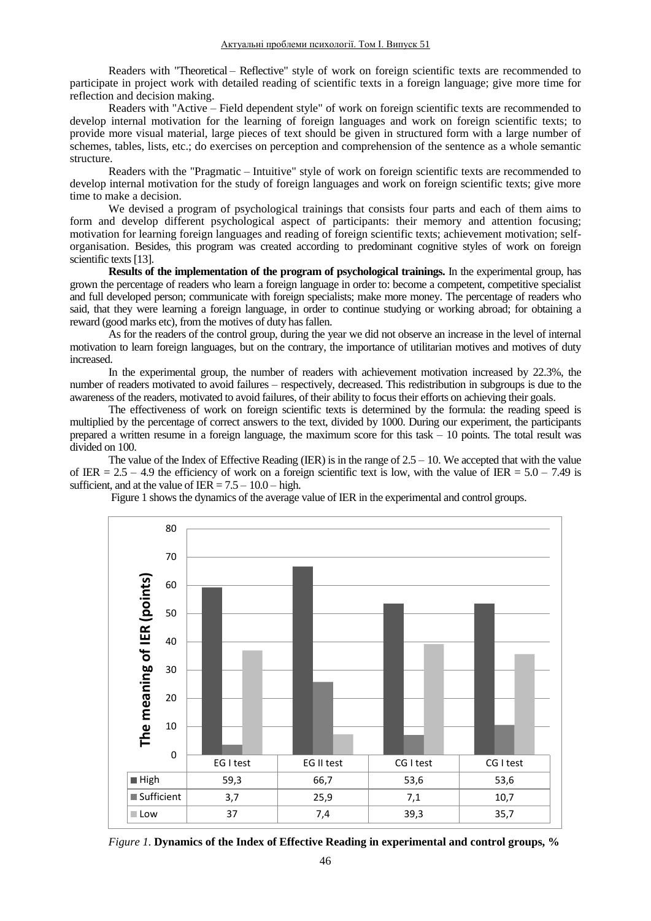Readers with "Theoretical – Reflective" style of work on foreign scientific texts are recommended to participate in project work with detailed reading of scientific texts in a foreign language; give more time for reflection and decision making.

Readers with "Active – Field dependent style" of work on foreign scientific texts are recommended to develop internal motivation for the learning of foreign languages and work on foreign scientific texts; to provide more visual material, large pieces of text should be given in structured form with a large number of schemes, tables, lists, etc.; do exercises on perception and comprehension of the sentence as a whole semantic structure.

Readers with the "Pragmatic – Intuitive" style of work on foreign scientific texts are recommended to develop internal motivation for the study of foreign languages and work on foreign scientific texts; give more time to make a decision.

We devised a program of psychological trainings that consists four parts and each of them aims to form and develop different psychological aspect of participants: their memory and attention focusing; motivation for learning foreign languages and reading of foreign scientific texts; achievement motivation; self-organisation. Besides, this program was created according to predominant cognitive styles of work on foreign scientific texts [13].

**Results of the implementation of the program of psychological trainings.** In the experimental group, has grown the percentage of readers who learn a foreign language in order to: become a competent, competitive specialist and full developed person; communicate with foreign specialists; make more money. The percentage of readers who said, that they were learning a foreign language, in order to continue studying or working abroad; for obtaining a reward (good marks etc), from the motives of duty has fallen.

As for the readers of the control group, during the year we did not observe an increase in the level of internal motivation to learn foreign languages, but on the contrary, the importance of utilitarian motives and motives of duty increased.

In the experimental group, the number of readers with achievement motivation increased by 22.3%, the number of readers motivated to avoid failures – respectively, decreased. This redistribution in subgroups is due to the awareness of the readers, motivated to avoid failures, of their ability to focus their efforts on achieving their goals.

The effectiveness of work on foreign scientific texts is determined by the formula: the reading speed is multiplied by the percentage of correct answers to the text, divided by 1000. During our experiment, the participants prepared a written resume in a foreign language, the maximum score for this task – 10 points. The total result was divided on 100.

The value of the Index of Effective Reading (IER) is in the range of 2.5 – 10. We accepted that with the value of IER = 2.5 – 4.9 the efficiency of work on a foreign scientific text is low, with the value of IER = 5.0 – 7.49 is sufficient, and at the value of IER = 7.5 – 10.0 – high.

Figure 1 shows the dynamics of the average value of IER in the experimental and control groups.

| | EG I test | EG II test | CG I test | CG I test |
|---|---|---|---|---|
| High | 59,3 | 66,7 | 53,6 | 53,6 |
| Sufficient | 3,7 | 25,9 | 7,1 | 10,7 |
| Low | 37 | 7,4 | 39,3 | 35,7 |

*Figure 1.* **Dynamics of the Index of Effective Reading in experimental and control groups, %**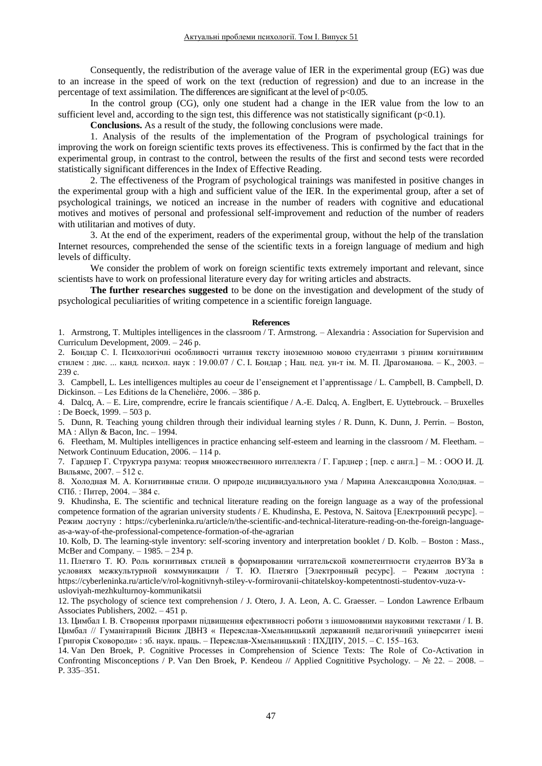Consequently, the redistribution of the average value of IER in the experimental group (EG) was due to an increase in the speed of work on the text (reduction of regression) and due to an increase in the percentage of text assimilation. The differences are significant at the level of $p<0.05$.

In the control group (CG), only one student had a change in the IER value from the low to an sufficient level and, according to the sign test, this difference was not statistically significant ($p<0.1$).

**Conclusions.** As a result of the study, the following conclusions were made.

1. Analysis of the results of the implementation of the Program of psychological trainings for improving the work on foreign scientific texts proves its effectiveness. This is confirmed by the fact that in the experimental group, in contrast to the control, between the results of the first and second tests were recorded statistically significant differences in the Index of Effective Reading.

2. The effectiveness of the Program of psychological trainings was manifested in positive changes in the experimental group with a high and sufficient value of the IER. In the experimental group, after a set of psychological trainings, we noticed an increase in the number of readers with cognitive and educational motives and motives of personal and professional self-improvement and reduction of the number of readers with utilitarian and motives of duty.

3. At the end of the experiment, readers of the experimental group, without the help of the translation Internet resources, comprehended the sense of the scientific texts in a foreign language of medium and high levels of difficulty.

We consider the problem of work on foreign scientific texts extremely important and relevant, since scientists have to work on professional literature every day for writing articles and abstracts.

**The further researches suggested** to be done on the investigation and development of the study of psychological peculiarities of writing competence in a scientific foreign language.

**References**

1. Armstrong, T. Multiples intelligences in the classroom / T. Armstrong. – Alexandria : Association for Supervision and Curriculum Development, 2009. – 246 p.
2. Бондар С. І. Психологічні особливості читання тексту іноземною мовою студентами з різним когнітивним стилем : дис. ... канд. психол. наук : 19.00.07 / С. І. Бондар ; Нац. пед. ун-т ім. М. П. Драгоманова. – К., 2003. – 239 с.
3. Campbell, L. Les intelligences multiples au coeur de l'enseignement et l'apprentissage / L. Campbell, B. Campbell, D. Dickinson. – Les Editions de la Chenelière, 2006. – 386 p.
4. Dalcq, A. – E. Lire, comprendre, ecrire le francais scientifique / A.-E. Dalcq, A. Englbert, E. Uyttebrouck. – Bruxelles : De Boeck, 1999. – 503 p.
5. Dunn, R. Teaching young children through their individual learning styles / R. Dunn, K. Dunn, J. Perrin. – Boston, MA : Allyn & Bacon, Inc. – 1994.
6. Fleetham, M. Multiples intelligences in practice enhancing self-esteem and learning in the classroom / M. Fleetham. – Network Continuum Education, 2006. – 114 p.
7. Гарднер Г. Структура разума: теория множественного интеллекта / Г. Гарднер ; [пер. с англ.] – М. : ООО И. Д. Вильямс, 2007. – 512 с.
8. Холодная М. А. Когнитивные стили. О природе индивидуального ума / Марина Александровна Холодная. – СПб. : Питер, 2004. – 384 с.
9. Khudinsha, E. The scientific and technical literature reading on the foreign language as a way of the professional competence formation of the agrarian university students / E. Khudinsha, E. Pestova, N. Saitova [Електронний ресурс]. – Режим доступу : https://cyberleninka.ru/article/n/the-scientific-and-technical-literature-reading-on-the-foreign-language-as-a-way-of-the-professional-competence-formation-of-the-agrarian
10. Kolb, D. The learning-style inventory: self-scoring inventory and interpretation booklet / D. Kolb. – Boston : Mass., McBer and Company. – 1985. – 234 p.
11. Плетяго Т. Ю. Роль когнитивных стилей в формировании читательской компетентности студентов ВУЗа в условиях межкультурной коммуникации / Т. Ю. Плетяго [Электронный ресурс]. – Режим доступа : https://cyberleninka.ru/article/v/rol-kognitivnyh-stiley-v-formirovanii-chitatelskoy-kompetentnosti-studentov-vuza-v-usloviyah-mezhkulturnoy-kommunikatsii
12. The psychology of science text comprehension / J. Otero, J. A. Leon, A. C. Graesser. – London Lawrence Erlbaum Associates Publishers, 2002. – 451 p.
13. Цимбал І. В. Створення програми підвищення ефективності роботи з іншомовними науковими текстами / І. В. Цимбал // Гуманітарний Вісник ДВНЗ « Переяслав-Хмельницький державний педагогічний університет імені Григорія Сковороди» : зб. наук. праць. – Переяслав-Хмельницький : ПХДПУ, 2015. – С. 155–163.
14. Van Den Broek, P. Cognitive Processes in Comprehension of Science Texts: The Role of Co-Activation in Confronting Misconceptions / P. Van Den Broek, P. Kendeou // Applied Cognititive Psychology. – № 22. – 2008. – P. 335–351.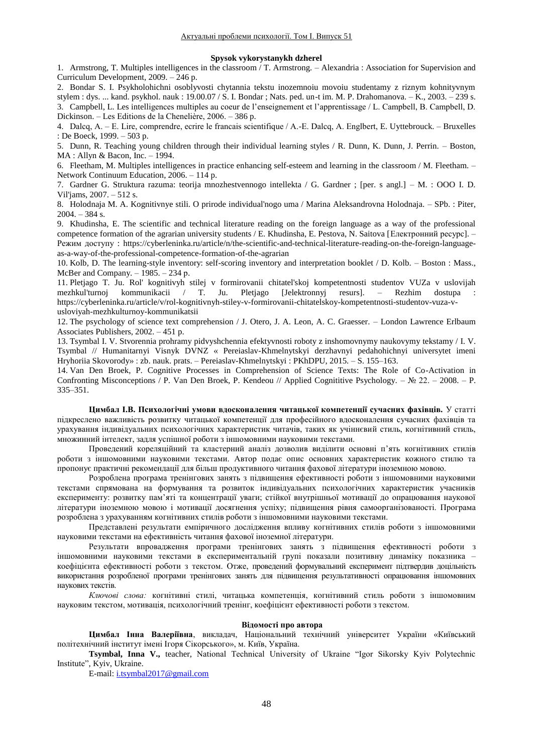#### Spysok vykorystanykh dzherel

1. Armstrong, T. Multiples intelligences in the classroom / T. Armstrong. – Alexandria : Association for Supervision and Curriculum Development, 2009. – 246 p.
2. Bondar S. I. Psykholohichni osoblyvosti chytannia tekstu inozemnoiu movoiu studentamy z riznym kohnityvnym stylem : dys. ... kand. psykhol. nauk : 19.00.07 / S. I. Bondar ; Nats. ped. un-t im. M. P. Drahomanova. – K., 2003. – 239 s.
3. Campbell, L. Les intelligences multiples au coeur de l'enseignement et l'apprentissage / L. Campbell, B. Campbell, D. Dickinson. – Les Editions de la Chenelière, 2006. – 386 p.
4. Dalcq, A. – E. Lire, comprendre, ecrire le francais scientifique / A.-E. Dalcq, A. Englbert, E. Uyttebrouck. – Bruxelles : De Boeck, 1999. – 503 p.
5. Dunn, R. Teaching young children through their individual learning styles / R. Dunn, K. Dunn, J. Perrin. – Boston, MA : Allyn & Bacon, Inc. – 1994.
6. Fleetham, M. Multiples intelligences in practice enhancing self-esteem and learning in the classroom / M. Fleetham. – Network Continuum Education, 2006. – 114 p.
7. Gardner G. Struktura razuma: teorija mnozhestvennogo intellekta / G. Gardner ; [per. s angl.] – M. : OOO I. D. Vil'jams, 2007. – 512 s.
8. Holodnaja M. A. Kognitivnye stili. O prirode individual'nogo uma / Marina Aleksandrovna Holodnaja. – SPb. : Piter, 2004. – 384 s.
9. Khudinsha, E. The scientific and technical literature reading on the foreign language as a way of the professional competence formation of the agrarian university students / E. Khudinsha, E. Pestova, N. Saitova [Електронний ресурс]. – Режим доступу : https://cyberleninka.ru/article/n/the-scientific-and-technical-literature-reading-on-the-foreign-language-as-a-way-of-the-professional-competence-formation-of-the-agrarian
10. Kolb, D. The learning-style inventory: self-scoring inventory and interpretation booklet / D. Kolb. – Boston : Mass., McBer and Company. – 1985. – 234 p.
11. Pletjago T. Ju. Rol' kognitivyh stilej v formirovanii chitatel'skoj kompetentnosti studentov VUZa v uslovijah mezhkul'turnoj kommunikacii / T. Ju. Pletjago [Jelektronnyj resurs]. – Rezhim dostupa : https://cyberleninka.ru/article/v/rol-kognitivnyh-stiley-v-formirovanii-chitatelskoy-kompetentnosti-studentov-vuza-v-usloviyah-mezhkulturnoy-kommunikatsii
12. The psychology of science text comprehension / J. Otero, J. A. Leon, A. C. Graesser. – London Lawrence Erlbaum Associates Publishers, 2002. – 451 p.
13. Tsymbal I. V. Stvorennia prohramy pidvyshchennia efektyvnosti roboty z inshomovnymy naukovymy tekstamy / I. V. Tsymbal // Humanitarnyi Visnyk DVNZ « Pereiaslav-Khmelnytskyi derzhavnyi pedahohichnyi universytet imeni Hryhoriia Skovorody» : zb. nauk. prats. – Pereiaslav-Khmelnytskyi : PKhDPU, 2015. – S. 155–163.
14. Van Den Broek, P. Cognitive Processes in Comprehension of Science Texts: The Role of Co-Activation in Confronting Misconceptions / P. Van Den Broek, P. Kendeou // Applied Cognititive Psychology. – № 22. – 2008. – P. 335–351.

**Цимбал І.В. Психологічні умови вдосконалення читацької компетенції сучасних фахівців.** У статті підкреслено важливість розвитку читацької компетенції для професійного вдосконалення сучасних фахівців та урахування індивідуальних психологічних характеристик читачів, таких як учіннєвий стиль, когнітивний стиль, множинний інтелект, задля успішної роботи з іншомовними науковими текстами.

Проведений кореляційний та кластерний аналіз дозволив виділити основні п'ять когнітивних стилів роботи з іншомовними науковими текстами. Автор подає опис основних характеристик кожного стилю та пропонує практичні рекомендації для більш продуктивного читання фахової літератури іноземною мовою.

Розроблена програма тренінгових занять з підвищення ефективності роботи з іншомовними науковими текстами спрямована на формування та розвиток індивідуальних психологічних характеристик учасників експерименту: розвитку пам'яті та концентрації уваги; стійкої внутрішньої мотивації до опрацювання наукової літератури іноземною мовою і мотивації досягнення успіху; підвищення рівня самоорганізованості. Програма розроблена з урахуванням когнітивних стилів роботи з іншомовними науковими текстами.

Представлені результати емпіричного дослідження впливу когнітивних стилів роботи з іншомовними науковими текстами на ефективність читання фахової іноземної літератури.

Результати впровадження програми тренінгових занять з підвищення ефективності роботи з іншомовними науковими текстами в експериментальній групі показали позитивну динаміку показника – коефіцієнта ефективності роботи з текстом. Отже, проведений формувальний експеримент підтвердив доцільність використання розробленої програми тренінгових занять для підвищення результативності опрацювання іншомовних наукових текстів.

*Ключові слова:* когнітивні стилі, читацька компетенція, когнітивний стиль роботи з іншомовним науковим текстом, мотивація, психологічний тренінг, коефіцієнт ефективності роботи з текстом.

#### Відомості про автора

**Цимбал Інна Валеріївна**, викладач, Національний технічний університет України «Київський політехнічний інститут імені Ігоря Сікорського», м. Київ, Україна.

**Tsymbal, Inna V.,** teacher, National Technical University of Ukraine "Igor Sikorsky Kyiv Polytechnic Institute", Kyiv, Ukraine.

E-mail: i.tsymbal2017@gmail.com